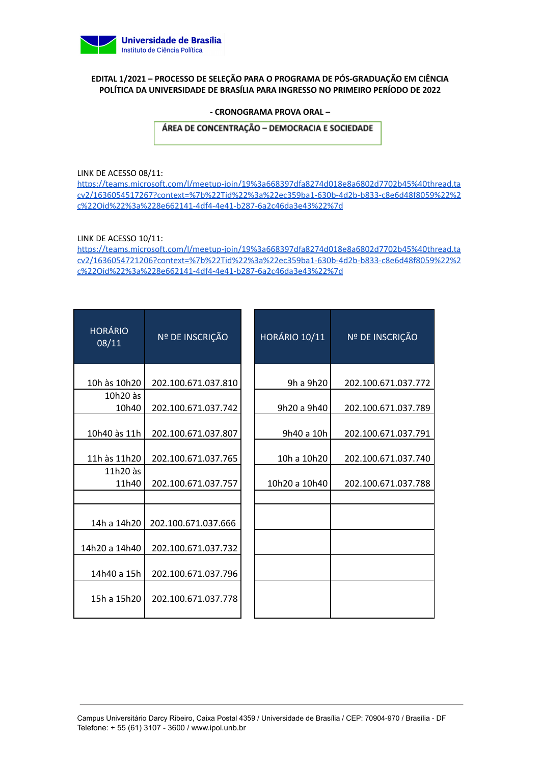Universidade de Brasília
Instituto de Ciência Política

**EDITAL 1/2021 – PROCESSO DE SELEÇÃO PARA O PROGRAMA DE PÓS-GRADUAÇÃO EM CIÊNCIA POLÍTICA DA UNIVERSIDADE DE BRASÍLIA PARA INGRESSO NO PRIMEIRO PERÍODO DE 2022**

**- CRONOGRAMA PROVA ORAL –**

**ÁREA DE CONCENTRAÇÃO – DEMOCRACIA E SOCIEDADE**

LINK DE ACESSO 08/11:
https://teams.microsoft.com/l/meetup-join/19%3a668397dfa8274d018e8a6802d7702b45%40thread.tacv2/1636054517267?context=%7b%22Tid%22%3a%22ec359ba1-630b-4d2b-b833-c8e6d48f8059%22%2c%22Oid%22%3a%228e662141-4df4-4e41-b287-6a2c46da3e43%22%7d

LINK DE ACESSO 10/11:
https://teams.microsoft.com/l/meetup-join/19%3a668397dfa8274d018e8a6802d7702b45%40thread.tacv2/1636054721206?context=%7b%22Tid%22%3a%22ec359ba1-630b-4d2b-b833-c8e6d48f8059%22%2c%22Oid%22%3a%228e662141-4df4-4e41-b287-6a2c46da3e43%22%7d

| HORÁRIO 08/11 | Nº DE INSCRIÇÃO |
|---|---|
| 10h às 10h20 | 202.100.671.037.810 |
| 10h20 às 10h40 | 202.100.671.037.742 |
| 10h40 às 11h | 202.100.671.037.807 |
| 11h às 11h20 | 202.100.671.037.765 |
| 11h20 às 11h40 | 202.100.671.037.757 |
| | |
| 14h a 14h20 | 202.100.671.037.666 |
| 14h20 a 14h40 | 202.100.671.037.732 |
| 14h40 a 15h | 202.100.671.037.796 |
| 15h a 15h20 | 202.100.671.037.778 |

| HORÁRIO 10/11 | Nº DE INSCRIÇÃO |
|---|---|
| 9h a 9h20 | 202.100.671.037.772 |
| 9h20 a 9h40 | 202.100.671.037.789 |
| 9h40 a 10h | 202.100.671.037.791 |
| 10h a 10h20 | 202.100.671.037.740 |
| 10h20 a 10h40 | 202.100.671.037.788 |

Campus Universitário Darcy Ribeiro, Caixa Postal 4359 / Universidade de Brasília / CEP: 70904-970 / Brasília - DF
Telefone: + 55 (61) 3107 - 3600 / www.ipol.unb.br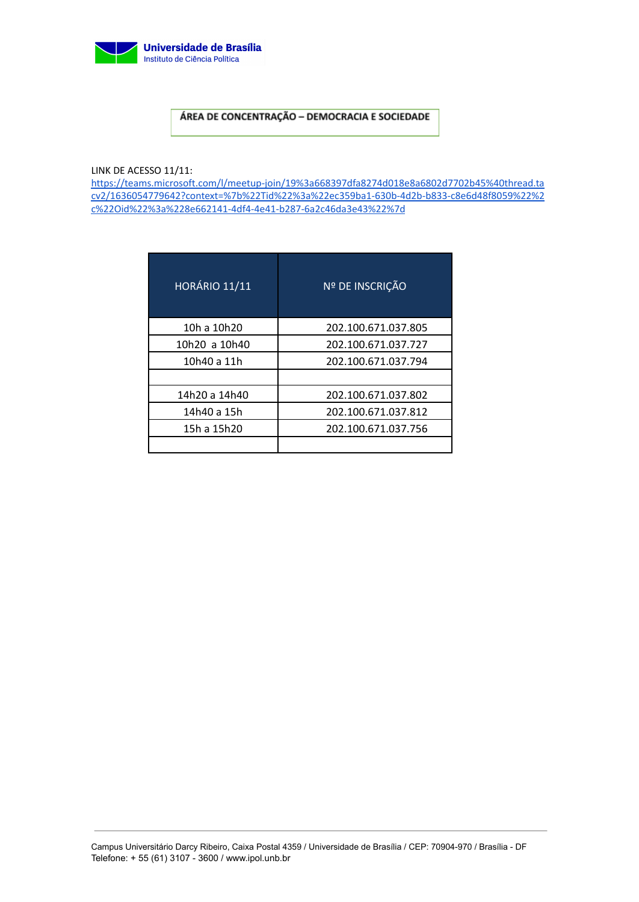Universidade de Brasília
Instituto de Ciência Política

**ÁREA DE CONCENTRAÇÃO – DEMOCRACIA E SOCIEDADE**

LINK DE ACESSO 11/11:
https://teams.microsoft.com/l/meetup-join/19%3a668397dfa8274d018e8a6802d7702b45%40thread.tacv2/1636054779642?context=%7b%22Tid%22%3a%22ec359ba1-630b-4d2b-b833-c8e6d48f8059%22%2c%22Oid%22%3a%228e662141-4df4-4e41-b287-6a2c46da3e43%22%7d

| HORÁRIO 11/11 | Nº DE INSCRIÇÃO |
|---|---|
| 10h a 10h20 | 202.100.671.037.805 |
| 10h20 a 10h40 | 202.100.671.037.727 |
| 10h40 a 11h | 202.100.671.037.794 |
| | |
| 14h20 a 14h40 | 202.100.671.037.802 |
| 14h40 a 15h | 202.100.671.037.812 |
| 15h a 15h20 | 202.100.671.037.756 |
| | |

Campus Universitário Darcy Ribeiro, Caixa Postal 4359 / Universidade de Brasília / CEP: 70904-970 / Brasília - DF
Telefone: + 55 (61) 3107 - 3600 / www.ipol.unb.br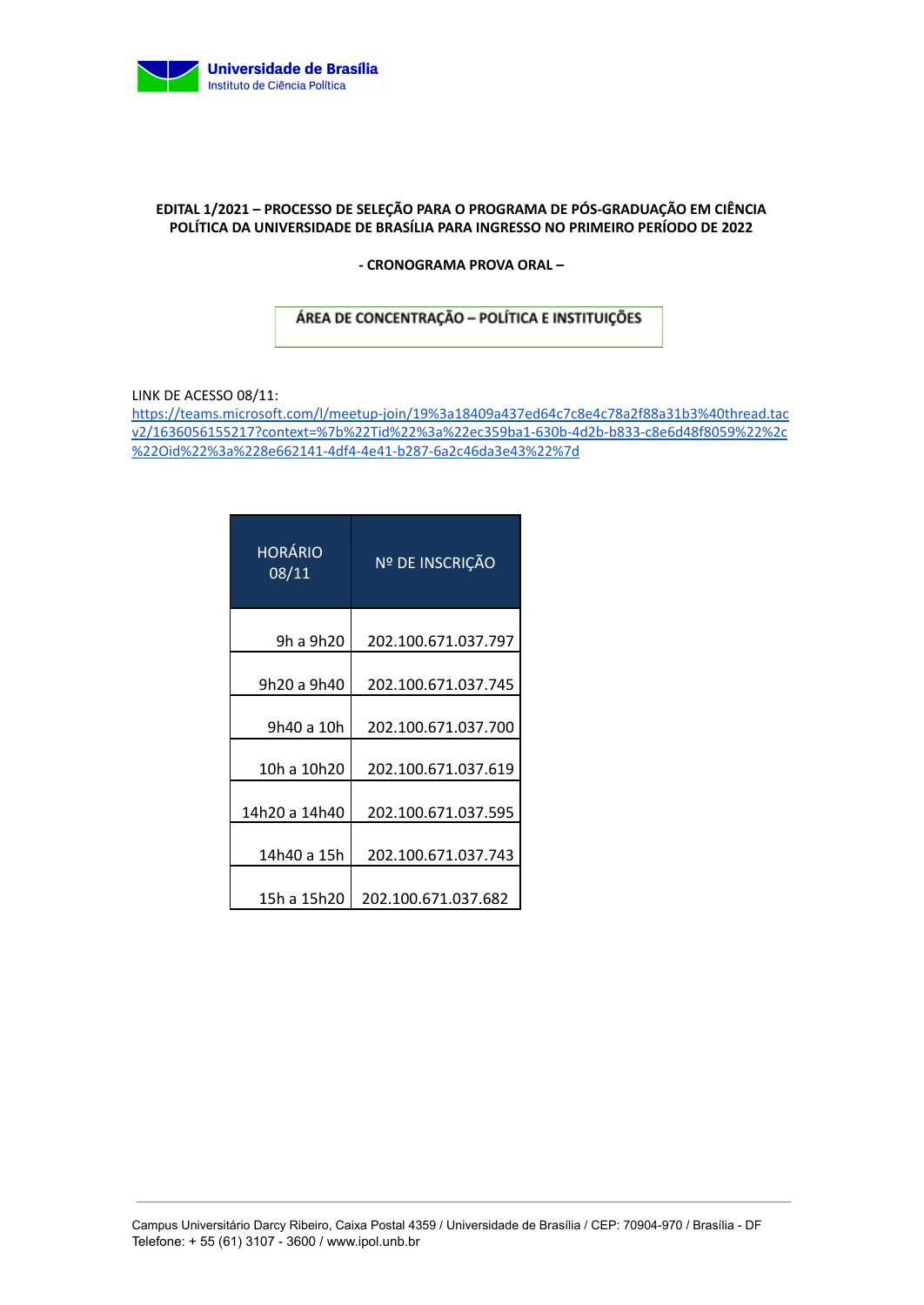**EDITAL 1/2021 – PROCESSO DE SELEÇÃO PARA O PROGRAMA DE PÓS-GRADUAÇÃO EM CIÊNCIA POLÍTICA DA UNIVERSIDADE DE BRASÍLIA PARA INGRESSO NO PRIMEIRO PERÍODO DE 2022**

**- CRONOGRAMA PROVA ORAL –**

**ÁREA DE CONCENTRAÇÃO – POLÍTICA E INSTITUIÇÕES**

LINK DE ACESSO 08/11:
https://teams.microsoft.com/l/meetup-join/19%3a18409a437ed64c7c8e4c78a2f88a31b3%40thread.tacv2/1636056155217?context=%7b%22Tid%22%3a%22ec359ba1-630b-4d2b-b833-c8e6d48f8059%22%2c%22Oid%22%3a%228e662141-4df4-4e41-b287-6a2c46da3e43%22%7d

| HORÁRIO 08/11 | Nº DE INSCRIÇÃO |
|---|---|
| 9h a 9h20 | 202.100.671.037.797 |
| 9h20 a 9h40 | 202.100.671.037.745 |
| 9h40 a 10h | 202.100.671.037.700 |
| 10h a 10h20 | 202.100.671.037.619 |
| 14h20 a 14h40 | 202.100.671.037.595 |
| 14h40 a 15h | 202.100.671.037.743 |
| 15h a 15h20 | 202.100.671.037.682 |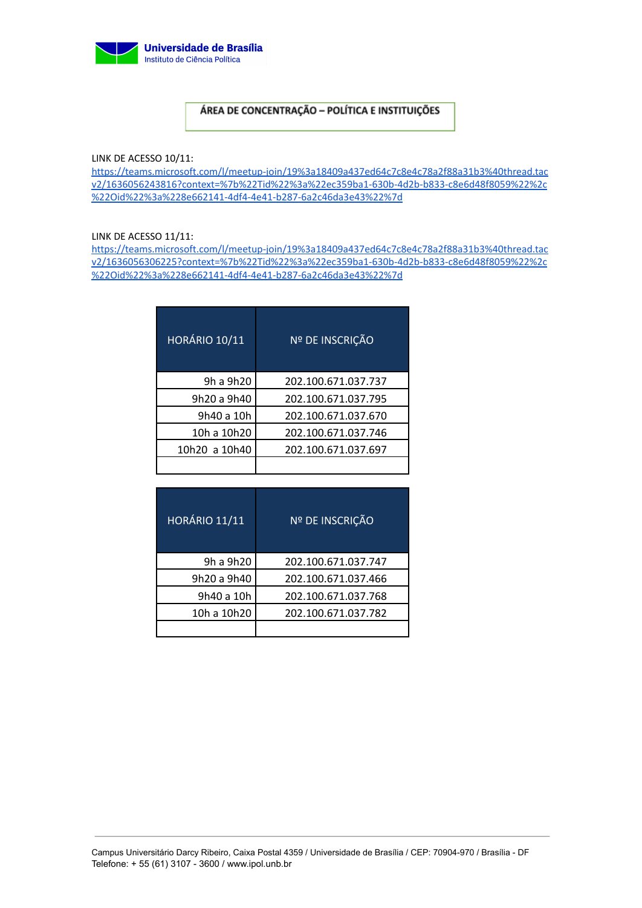Universidade de Brasília
Instituto de Ciência Política

## ÁREA DE CONCENTRAÇÃO – POLÍTICA E INSTITUIÇÕES

LINK DE ACESSO 10/11:
https://teams.microsoft.com/l/meetup-join/19%3a18409a437ed64c7c8e4c78a2f88a31b3%40thread.tacv2/1636056243816?context=%7b%22Tid%22%3a%22ec359ba1-630b-4d2b-b833-c8e6d48f8059%22%2c%22Oid%22%3a%228e662141-4df4-4e41-b287-6a2c46da3e43%22%7d

LINK DE ACESSO 11/11:
https://teams.microsoft.com/l/meetup-join/19%3a18409a437ed64c7c8e4c78a2f88a31b3%40thread.tacv2/1636056306225?context=%7b%22Tid%22%3a%22ec359ba1-630b-4d2b-b833-c8e6d48f8059%22%2c%22Oid%22%3a%228e662141-4df4-4e41-b287-6a2c46da3e43%22%7d

| HORÁRIO 10/11 | Nº DE INSCRIÇÃO |
|---|---|
| 9h a 9h20 | 202.100.671.037.737 |
| 9h20 a 9h40 | 202.100.671.037.795 |
| 9h40 a 10h | 202.100.671.037.670 |
| 10h a 10h20 | 202.100.671.037.746 |
| 10h20 a 10h40 | 202.100.671.037.697 |
| | |

| HORÁRIO 11/11 | Nº DE INSCRIÇÃO |
|---|---|
| 9h a 9h20 | 202.100.671.037.747 |
| 9h20 a 9h40 | 202.100.671.037.466 |
| 9h40 a 10h | 202.100.671.037.768 |
| 10h a 10h20 | 202.100.671.037.782 |
| | |